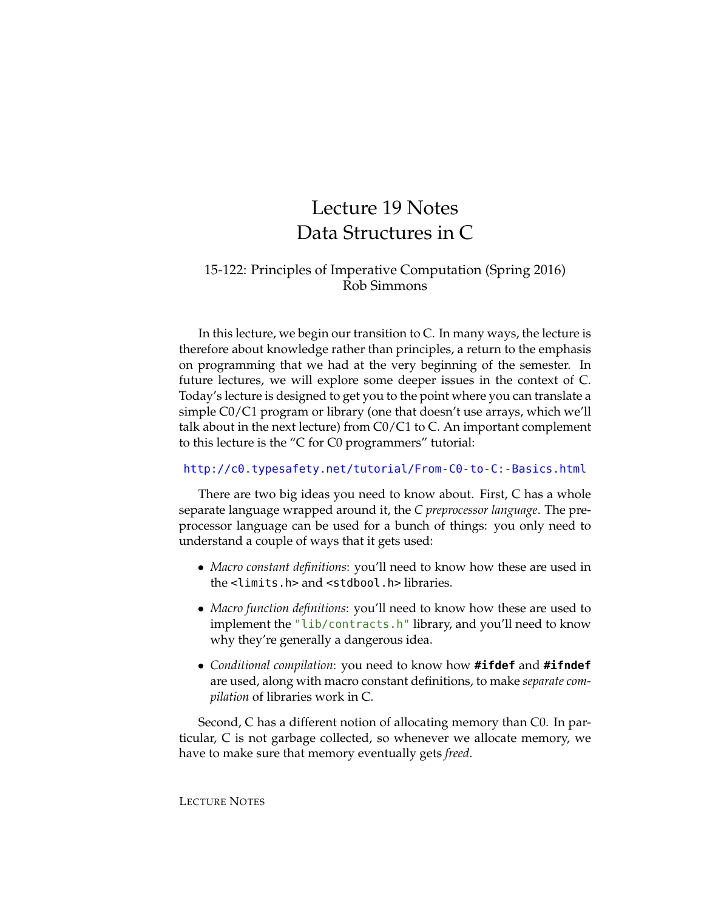# Lecture 19 Notes
# Data Structures in C

15-122: Principles of Imperative Computation (Spring 2016)
Rob Simmons

In this lecture, we begin our transition to C. In many ways, the lecture is therefore about knowledge rather than principles, a return to the emphasis on programming that we had at the very beginning of the semester. In future lectures, we will explore some deeper issues in the context of C. Today's lecture is designed to get you to the point where you can translate a simple C0/C1 program or library (one that doesn't use arrays, which we'll talk about in the next lecture) from C0/C1 to C. An important complement to this lecture is the "C for C0 programmers" tutorial:

http://c0.typesafety.net/tutorial/From-C0-to-C:-Basics.html

There are two big ideas you need to know about. First, C has a whole separate language wrapped around it, the *C preprocessor language*. The preprocessor language can be used for a bunch of things: you only need to understand a couple of ways that it gets used:

- *Macro constant definitions*: you'll need to know how these are used in the `<limits.h>` and `<stdbool.h>` libraries.
- *Macro function definitions*: you'll need to know how these are used to implement the `"lib/contracts.h"` library, and you'll need to know why they're generally a dangerous idea.
- *Conditional compilation*: you need to know how **`#ifdef`** and **`#ifndef`** are used, along with macro constant definitions, to make *separate compilation* of libraries work in C.

Second, C has a different notion of allocating memory than C0. In particular, C is not garbage collected, so whenever we allocate memory, we have to make sure that memory eventually gets *freed*.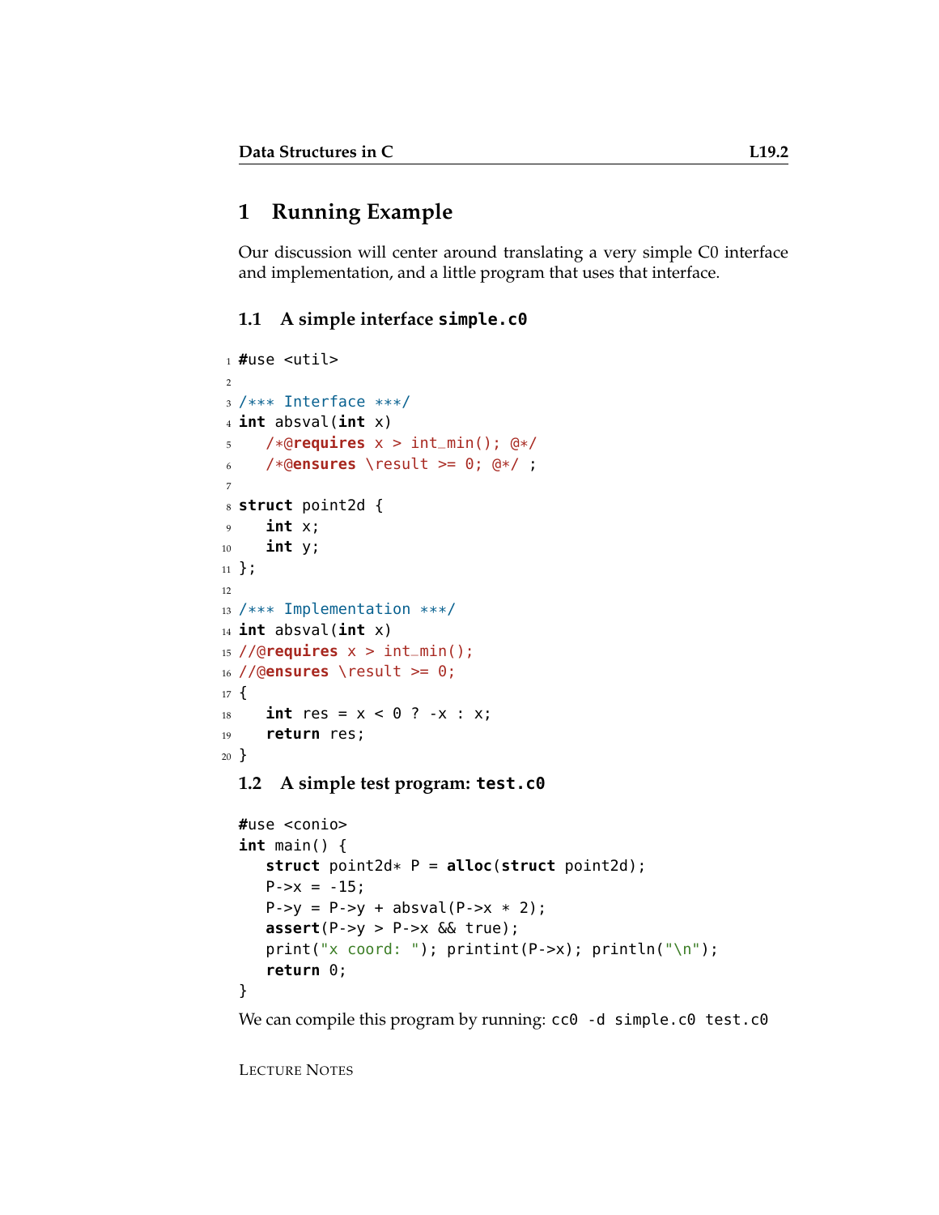# 1 Running Example

Our discussion will center around translating a very simple C0 interface and implementation, and a little program that uses that interface.

## 1.1 A simple interface `simple.c0`

```
#use <util>

/*** Interface ***/
int absval(int x)
  /*@requires x > int_min(); @*/
  /*@ensures \result >= 0; @*/ ;

struct point2d {
  int x;
  int y;
};

/*** Implementation ***/
int absval(int x)
//@requires x > int_min();
//@ensures \result >= 0;
{
  int res = x < 0 ? -x : x;
  return res;
}
```

## 1.2 A simple test program: `test.c0`

```
#use <conio>
int main() {
  struct point2d* P = alloc(struct point2d);
  P->x = -15;
  P->y = P->y + absval(P->x * 2);
  assert(P->y > P->x && true);
  print("x coord: "); printint(P->x); println("\n");
  return 0;
}
```

We can compile this program by running: `cc0 -d simple.c0 test.c0`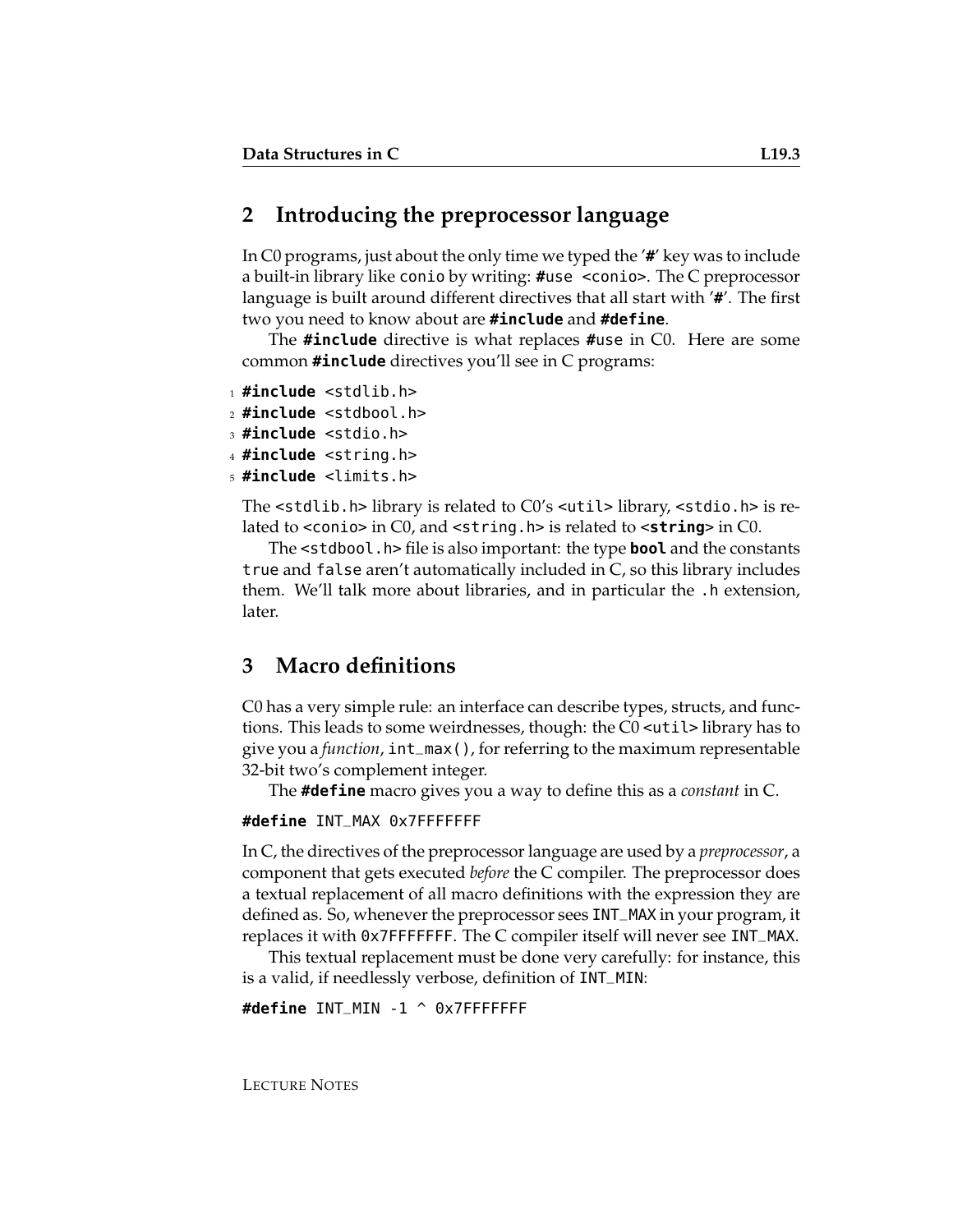## 2 Introducing the preprocessor language

In C0 programs, just about the only time we typed the '**#**' key was to include a built-in library like `conio` by writing: `#use <conio>`. The C preprocessor language is built around different directives that all start with '**#**'. The first two you need to know about are **`#include`** and **`#define`**.

The **`#include`** directive is what replaces `#use` in C0. Here are some common **`#include`** directives you'll see in C programs:

```
#include <stdlib.h>
#include <stdbool.h>
#include <stdio.h>
#include <string.h>
#include <limits.h>
```

The `<stdlib.h>` library is related to C0's `<util>` library, `<stdio.h>` is related to `<conio>` in C0, and `<string.h>` is related to `<string>` in C0.

The `<stdbool.h>` file is also important: the type **`bool`** and the constants `true` and `false` aren't automatically included in C, so this library includes them. We'll talk more about libraries, and in particular the `.h` extension, later.

## 3 Macro definitions

C0 has a very simple rule: an interface can describe types, structs, and functions. This leads to some weirdnesses, though: the C0 `<util>` library has to give you a *function*, `int_max()`, for referring to the maximum representable 32-bit two's complement integer.

The **`#define`** macro gives you a way to define this as a *constant* in C.

```
#define INT_MAX 0x7FFFFFFF
```

In C, the directives of the preprocessor language are used by a *preprocessor*, a component that gets executed *before* the C compiler. The preprocessor does a textual replacement of all macro definitions with the expression they are defined as. So, whenever the preprocessor sees `INT_MAX` in your program, it replaces it with `0x7FFFFFFF`. The C compiler itself will never see `INT_MAX`.

This textual replacement must be done very carefully: for instance, this is a valid, if needlessly verbose, definition of `INT_MIN`:

```
#define INT_MIN -1 ^ 0x7FFFFFFF
```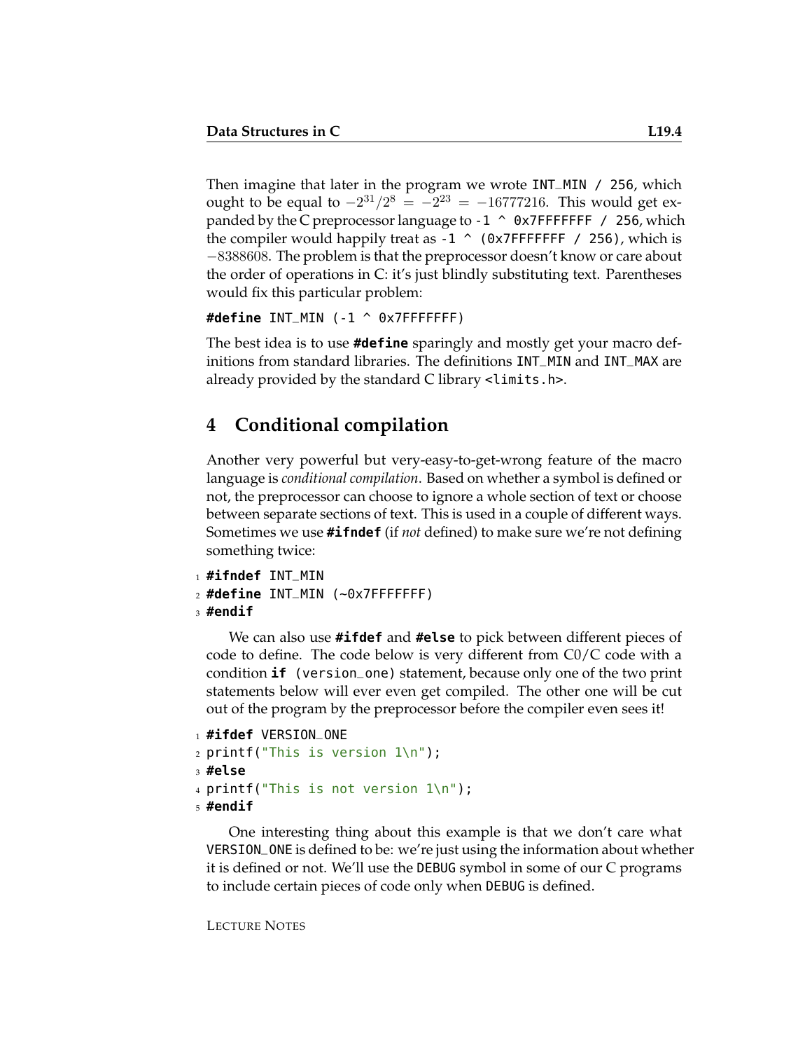Then imagine that later in the program we wrote `INT_MIN / 256`, which ought to be equal to $-2^{31}/2^8 = -2^{23} = -16777216$. This would get expanded by the C preprocessor language to `-1 ^ 0x7FFFFFFF / 256`, which the compiler would happily treat as `-1 ^ (0x7FFFFFFF / 256)`, which is $-8388608$. The problem is that the preprocessor doesn't know or care about the order of operations in C: it's just blindly substituting text. Parentheses would fix this particular problem:

```
#define INT_MIN (-1 ^ 0x7FFFFFFF)
```

The best idea is to use **#define** sparingly and mostly get your macro definitions from standard libraries. The definitions `INT_MIN` and `INT_MAX` are already provided by the standard C library `<limits.h>`.

## 4 Conditional compilation

Another very powerful but very-easy-to-get-wrong feature of the macro language is *conditional compilation*. Based on whether a symbol is defined or not, the preprocessor can choose to ignore a whole section of text or choose between separate sections of text. This is used in a couple of different ways. Sometimes we use **#ifndef** (if *not* defined) to make sure we're not defining something twice:

```
#ifndef INT_MIN
#define INT_MIN (~0x7FFFFFFF)
#endif
```

We can also use **#ifdef** and **#else** to pick between different pieces of code to define. The code below is very different from C0/C code with a condition **if** `(version_one)` statement, because only one of the two print statements below will ever even get compiled. The other one will be cut out of the program by the preprocessor before the compiler even sees it!

```
#ifdef VERSION_ONE
printf("This is version 1\n");
#else
printf("This is not version 1\n");
#endif
```

One interesting thing about this example is that we don't care what `VERSION_ONE` is defined to be: we're just using the information about whether it is defined or not. We'll use the `DEBUG` symbol in some of our C programs to include certain pieces of code only when `DEBUG` is defined.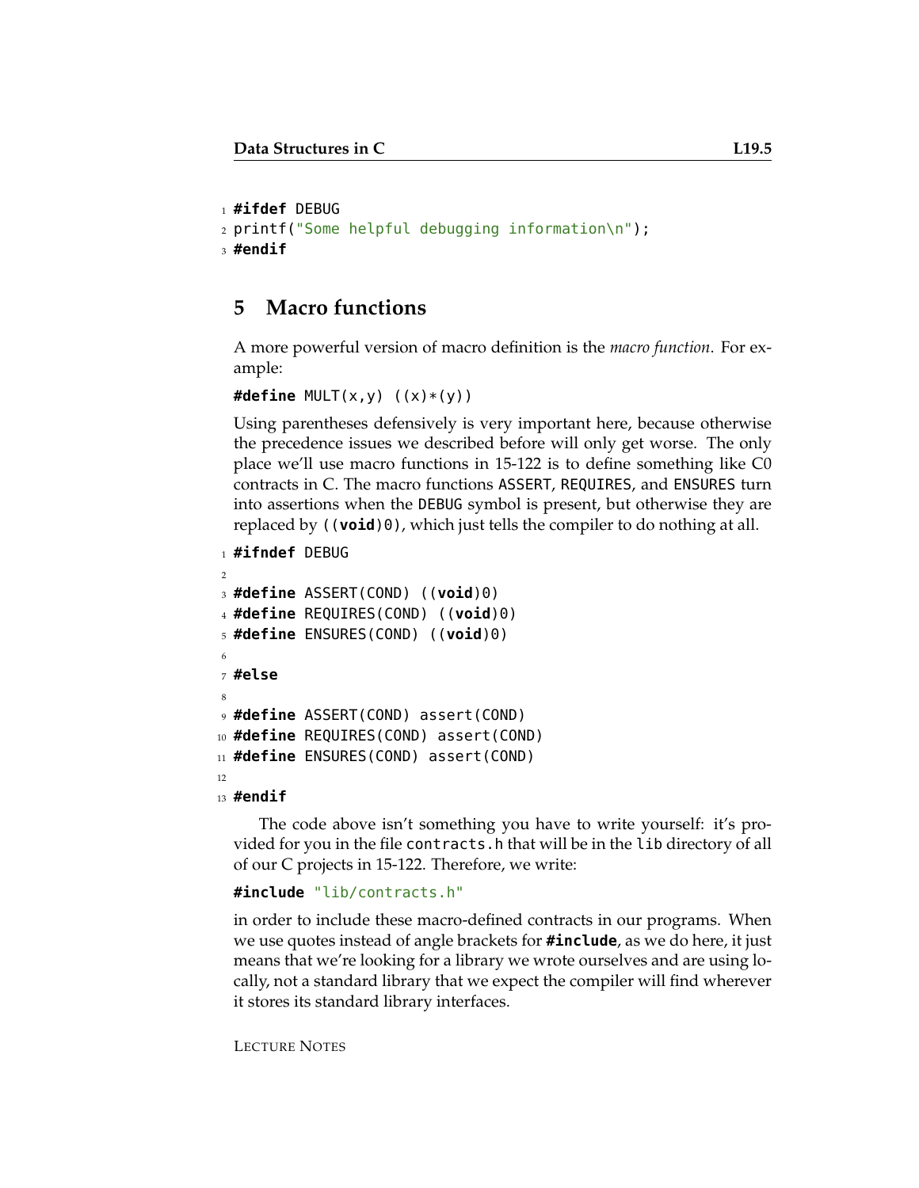```
#ifdef DEBUG
printf("Some helpful debugging information\n");
#endif
```

## 5 Macro functions

A more powerful version of macro definition is the *macro function*. For example:

```
#define MULT(x,y) ((x)*(y))
```

Using parentheses defensively is very important here, because otherwise the precedence issues we described before will only get worse. The only place we'll use macro functions in 15-122 is to define something like C0 contracts in C. The macro functions `ASSERT`, `REQUIRES`, and `ENSURES` turn into assertions when the `DEBUG` symbol is present, but otherwise they are replaced by `((void)0)`, which just tells the compiler to do nothing at all.

```
#ifndef DEBUG

#define ASSERT(COND) ((void)0)
#define REQUIRES(COND) ((void)0)
#define ENSURES(COND) ((void)0)

#else

#define ASSERT(COND) assert(COND)
#define REQUIRES(COND) assert(COND)
#define ENSURES(COND) assert(COND)

#endif
```

The code above isn't something you have to write yourself: it's provided for you in the file `contracts.h` that will be in the `lib` directory of all of our C projects in 15-122. Therefore, we write:

```
#include "lib/contracts.h"
```

in order to include these macro-defined contracts in our programs. When we use quotes instead of angle brackets for **`#include`**, as we do here, it just means that we're looking for a library we wrote ourselves and are using locally, not a standard library that we expect the compiler will find wherever it stores its standard library interfaces.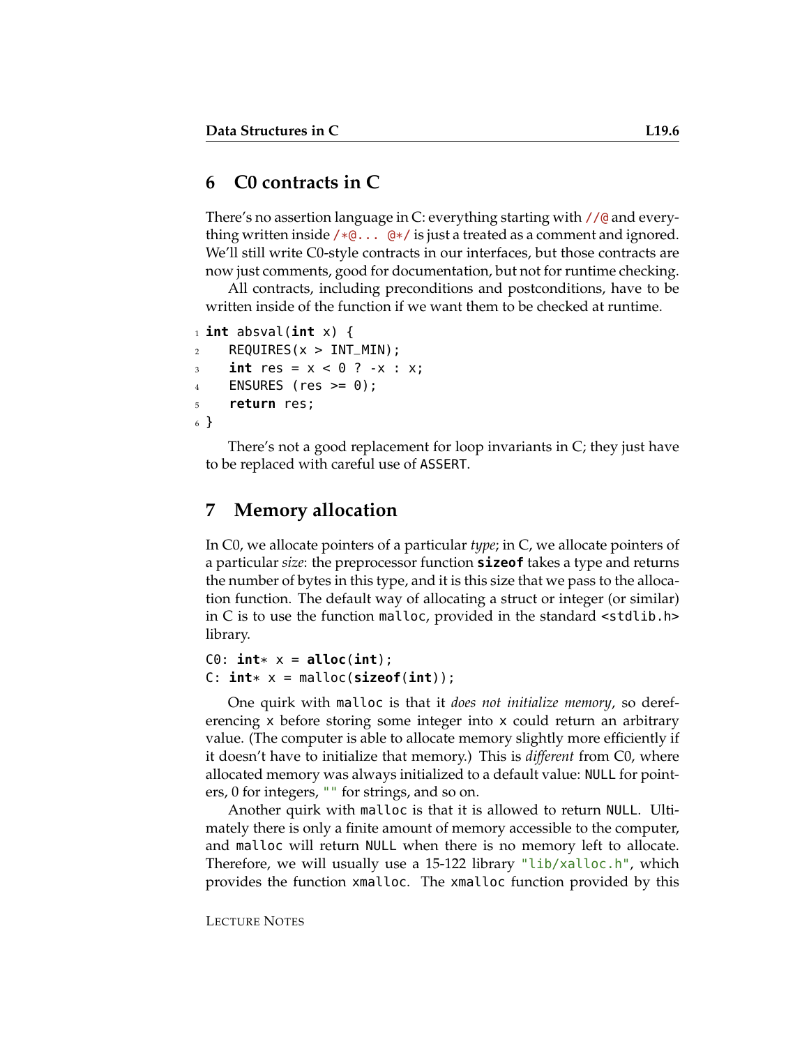## 6 C0 contracts in C

There's no assertion language in C: everything starting with `//@` and everything written inside `/*@... @*/` is just a treated as a comment and ignored. We'll still write C0-style contracts in our interfaces, but those contracts are now just comments, good for documentation, but not for runtime checking.

All contracts, including preconditions and postconditions, have to be written inside of the function if we want them to be checked at runtime.

```
int absval(int x) {
  REQUIRES(x > INT_MIN);
  int res = x < 0 ? -x : x;
  ENSURES (res >= 0);
  return res;
}
```

There's not a good replacement for loop invariants in C; they just have to be replaced with careful use of `ASSERT`.

## 7 Memory allocation

In C0, we allocate pointers of a particular *type*; in C, we allocate pointers of a particular *size*: the preprocessor function **sizeof** takes a type and returns the number of bytes in this type, and it is this size that we pass to the allocation function. The default way of allocating a struct or integer (or similar) in C is to use the function `malloc`, provided in the standard `<stdlib.h>` library.

```
C0: int* x = alloc(int);
C: int* x = malloc(sizeof(int));
```

One quirk with `malloc` is that it *does not initialize memory*, so dereferencing `x` before storing some integer into `x` could return an arbitrary value. (The computer is able to allocate memory slightly more efficiently if it doesn't have to initialize that memory.) This is *different* from C0, where allocated memory was always initialized to a default value: `NULL` for pointers, 0 for integers, `""` for strings, and so on.

Another quirk with `malloc` is that it is allowed to return `NULL`. Ultimately there is only a finite amount of memory accessible to the computer, and `malloc` will return `NULL` when there is no memory left to allocate. Therefore, we will usually use a 15-122 library `"lib/xalloc.h"`, which provides the function `xmalloc`. The `xmalloc` function provided by this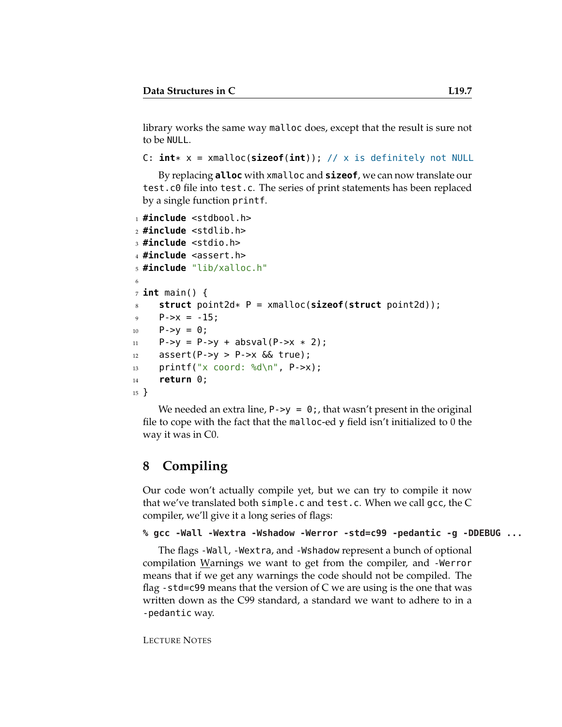library works the same way `malloc` does, except that the result is sure not to be `NULL`.

```
C: int* x = xmalloc(sizeof(int)); // x is definitely not NULL
```

By replacing **`alloc`** with `xmalloc` and **`sizeof`**, we can now translate our `test.c0` file into `test.c`. The series of print statements has been replaced by a single function `printf`.

```
1  #include <stdbool.h>
2  #include <stdlib.h>
3  #include <stdio.h>
4  #include <assert.h>
5  #include "lib/xalloc.h"
6
7  int main() {
8     struct point2d* P = xmalloc(sizeof(struct point2d));
9     P->x = -15;
10    P->y = 0;
11    P->y = P->y + absval(P->x * 2);
12    assert(P->y > P->x && true);
13    printf("x coord: %d\n", P->x);
14    return 0;
15 }
```

We needed an extra line, `P->y = 0;`, that wasn't present in the original file to cope with the fact that the `malloc`-ed `y` field isn't initialized to 0 the way it was in C0.

## 8 Compiling

Our code won't actually compile yet, but we can try to compile it now that we've translated both `simple.c` and `test.c`. When we call `gcc`, the C compiler, we'll give it a long series of flags:

```
% gcc -Wall -Wextra -Wshadow -Werror -std=c99 -pedantic -g -DDEBUG ...
```

The flags `-Wall`, `-Wextra`, and `-Wshadow` represent a bunch of optional compilation Warnings we want to get from the compiler, and `-Werror` means that if we get any warnings the code should not be compiled. The flag `-std=c99` means that the version of C we are using is the one that was written down as the C99 standard, a standard we want to adhere to in a `-pedantic` way.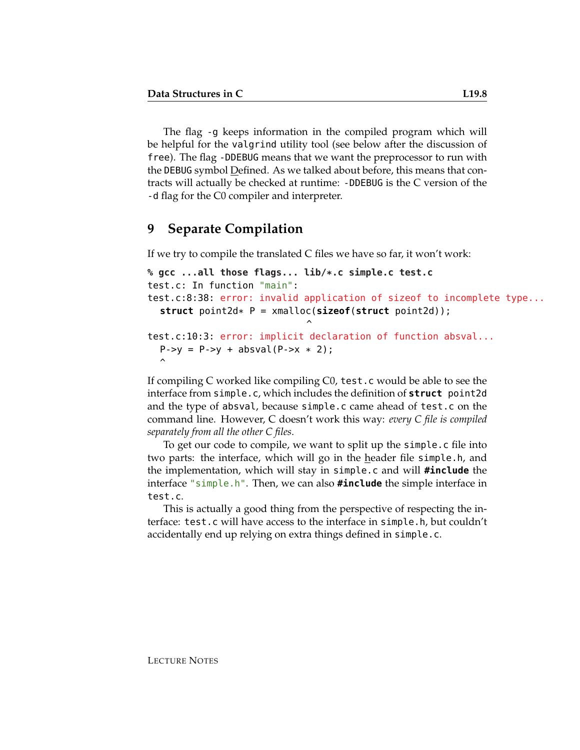The flag `-g` keeps information in the compiled program which will be helpful for the `valgrind` utility tool (see below after the discussion of `free`). The flag `-DDEBUG` means that we want the preprocessor to run with the `DEBUG` symbol Defined. As we talked about before, this means that contracts will actually be checked at runtime: `-DDEBUG` is the C version of the `-d` flag for the C0 compiler and interpreter.

## 9 Separate Compilation

If we try to compile the translated C files we have so far, it won't work:

```
% gcc ...all those flags... lib/*.c simple.c test.c
test.c: In function "main":
test.c:8:38: error: invalid application of sizeof to incomplete type...
  struct point2d* P = xmalloc(sizeof(struct point2d));
                                      ^
test.c:10:3: error: implicit declaration of function absval...
  P->y = P->y + absval(P->x * 2);
  ^
```

If compiling C worked like compiling C0, `test.c` would be able to see the interface from `simple.c`, which includes the definition of `struct point2d` and the type of `absval`, because `simple.c` came ahead of `test.c` on the command line. However, C doesn't work this way: *every C file is compiled separately from all the other C files*.

To get our code to compile, we want to split up the `simple.c` file into two parts: the interface, which will go in the header file `simple.h`, and the implementation, which will stay in `simple.c` and will `#include` the interface `"simple.h"`. Then, we can also `#include` the simple interface in `test.c`.

This is actually a good thing from the perspective of respecting the interface: `test.c` will have access to the interface in `simple.h`, but couldn't accidentally end up relying on extra things defined in `simple.c`.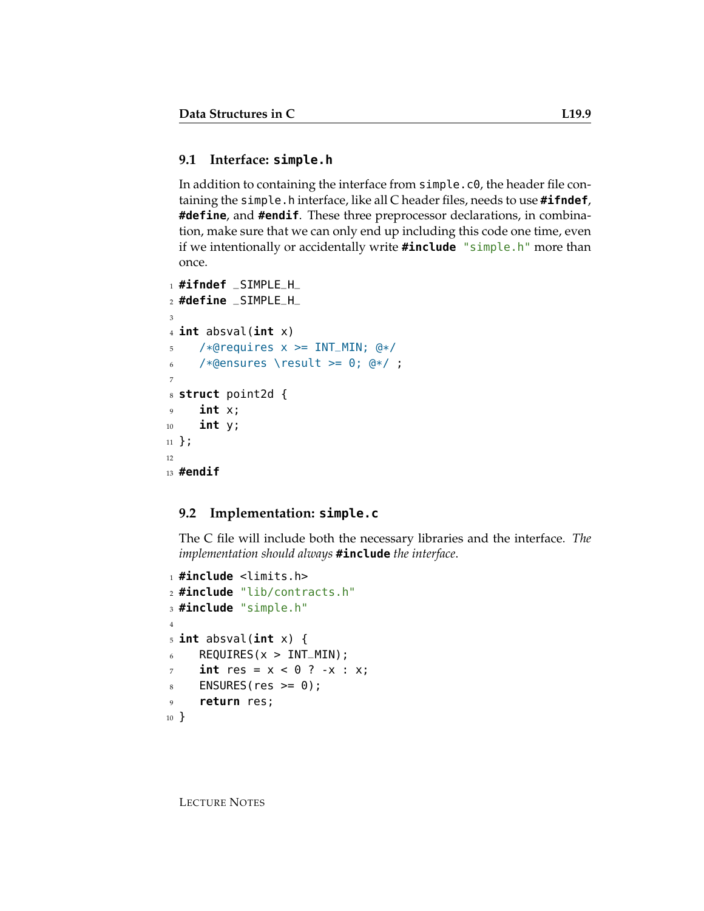### 9.1 Interface: `simple.h`

In addition to containing the interface from `simple.c0`, the header file containing the `simple.h` interface, like all C header files, needs to use **`#ifndef`**, **`#define`**, and **`#endif`**. These three preprocessor declarations, in combination, make sure that we can only end up including this code one time, even if we intentionally or accidentally write **`#include`** `"simple.h"` more than once.

```c
#ifndef _SIMPLE_H_
#define _SIMPLE_H_

int absval(int x)
  /*@requires x >= INT_MIN; @*/
  /*@ensures \result >= 0; @*/ ;

struct point2d {
  int x;
  int y;
};

#endif
```

### 9.2 Implementation: `simple.c`

The C file will include both the necessary libraries and the interface. *The implementation should always* **`#include`** *the interface.*

```c
#include <limits.h>
#include "lib/contracts.h"
#include "simple.h"

int absval(int x) {
  REQUIRES(x > INT_MIN);
  int res = x < 0 ? -x : x;
  ENSURES(res >= 0);
  return res;
}
```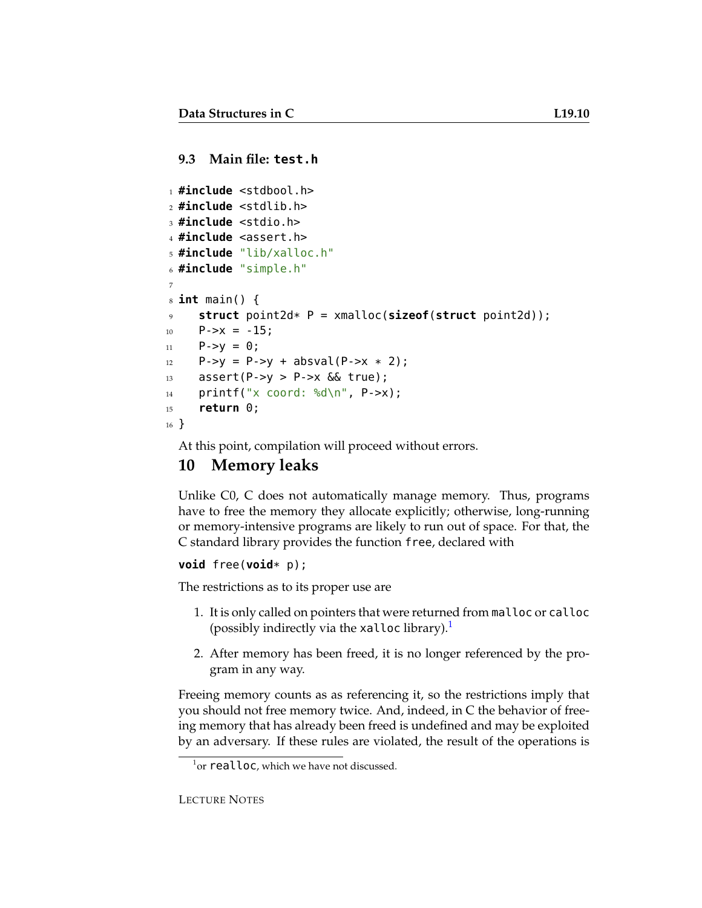### 9.3 Main file: `test.h`

```
#include <stdbool.h>
#include <stdlib.h>
#include <stdio.h>
#include <assert.h>
#include "lib/xalloc.h"
#include "simple.h"

int main() {
   struct point2d* P = xmalloc(sizeof(struct point2d));
   P->x = -15;
   P->y = 0;
   P->y = P->y + absval(P->x * 2);
   assert(P->y > P->x && true);
   printf("x coord: %d\n", P->x);
   return 0;
}
```

At this point, compilation will proceed without errors.

## 10 Memory leaks

Unlike C0, C does not automatically manage memory. Thus, programs have to free the memory they allocate explicitly; otherwise, long-running or memory-intensive programs are likely to run out of space. For that, the C standard library provides the function `free`, declared with

```
void free(void* p);
```

The restrictions as to its proper use are

1. It is only called on pointers that were returned from `malloc` or `calloc` (possibly indirectly via the `xalloc` library).[1]

2. After memory has been freed, it is no longer referenced by the program in any way.

Freeing memory counts as as referencing it, so the restrictions imply that you should not free memory twice. And, indeed, in C the behavior of freeing memory that has already been freed is undefined and may be exploited by an adversary. If these rules are violated, the result of the operations is

[1] or `realloc`, which we have not discussed.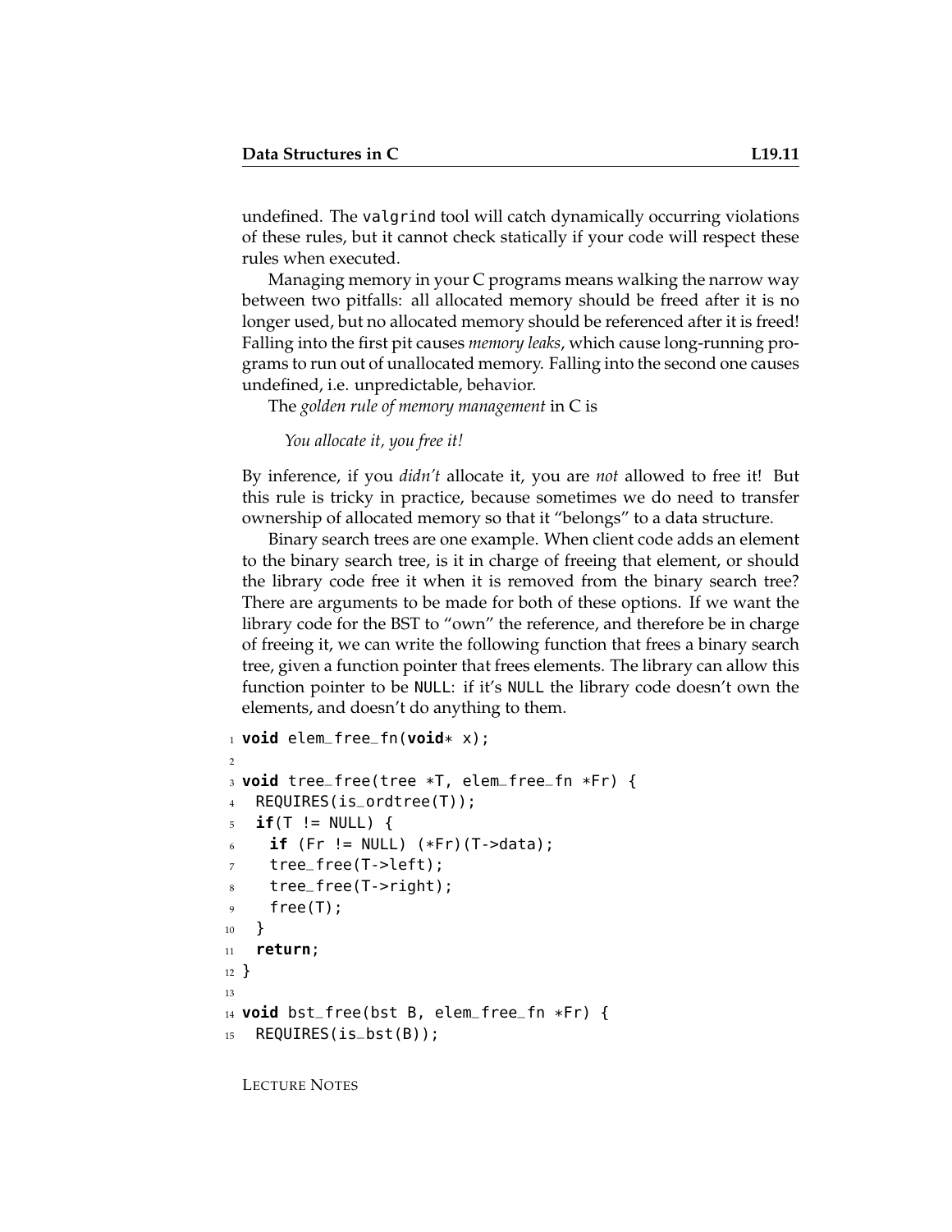undefined. The valgrind tool will catch dynamically occurring violations of these rules, but it cannot check statically if your code will respect these rules when executed.

Managing memory in your C programs means walking the narrow way between two pitfalls: all allocated memory should be freed after it is no longer used, but no allocated memory should be referenced after it is freed! Falling into the first pit causes *memory leaks*, which cause long-running programs to run out of unallocated memory. Falling into the second one causes undefined, i.e. unpredictable, behavior.

The *golden rule of memory management* in C is

> *You allocate it, you free it!*

By inference, if you *didn't* allocate it, you are *not* allowed to free it! But this rule is tricky in practice, because sometimes we do need to transfer ownership of allocated memory so that it "belongs" to a data structure.

Binary search trees are one example. When client code adds an element to the binary search tree, is it in charge of freeing that element, or should the library code free it when it is removed from the binary search tree? There are arguments to be made for both of these options. If we want the library code for the BST to "own" the reference, and therefore be in charge of freeing it, we can write the following function that frees a binary search tree, given a function pointer that frees elements. The library can allow this function pointer to be NULL: if it's NULL the library code doesn't own the elements, and doesn't do anything to them.

```
1  void elem_free_fn(void* x);
2
3  void tree_free(tree *T, elem_free_fn *Fr) {
4    REQUIRES(is_ordtree(T));
5    if(T != NULL) {
6      if (Fr != NULL) (*Fr)(T->data);
7      tree_free(T->left);
8      tree_free(T->right);
9      free(T);
10   }
11   return;
12 }
13
14 void bst_free(bst B, elem_free_fn *Fr) {
15   REQUIRES(is_bst(B));
```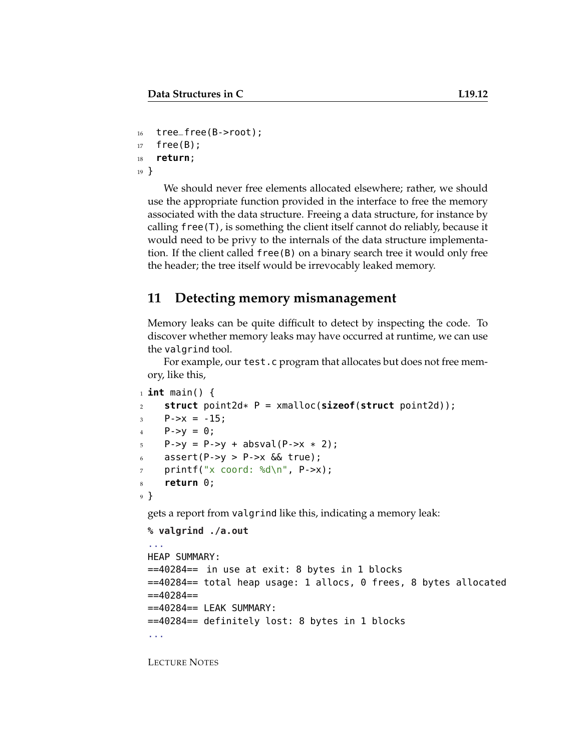```
  tree_free(B->root);
  free(B);
  return;
}
```

We should never free elements allocated elsewhere; rather, we should use the appropriate function provided in the interface to free the memory associated with the data structure. Freeing a data structure, for instance by calling `free(T)`, is something the client itself cannot do reliably, because it would need to be privy to the internals of the data structure implementation. If the client called `free(B)` on a binary search tree it would only free the header; the tree itself would be irrevocably leaked memory.

## 11 Detecting memory mismanagement

Memory leaks can be quite difficult to detect by inspecting the code. To discover whether memory leaks may have occurred at runtime, we can use the `valgrind` tool.

For example, our `test.c` program that allocates but does not free memory, like this,

```
int main() {
  struct point2d* P = xmalloc(sizeof(struct point2d));
  P->x = -15;
  P->y = 0;
  P->y = P->y + absval(P->x * 2);
  assert(P->y > P->x && true);
  printf("x coord: %d\n", P->x);
  return 0;
}
```

gets a report from `valgrind` like this, indicating a memory leak:

```
% valgrind ./a.out
...
HEAP SUMMARY:
==40284==  in use at exit: 8 bytes in 1 blocks
==40284== total heap usage: 1 allocs, 0 frees, 8 bytes allocated
==40284==
==40284== LEAK SUMMARY:
==40284== definitely lost: 8 bytes in 1 blocks
...
```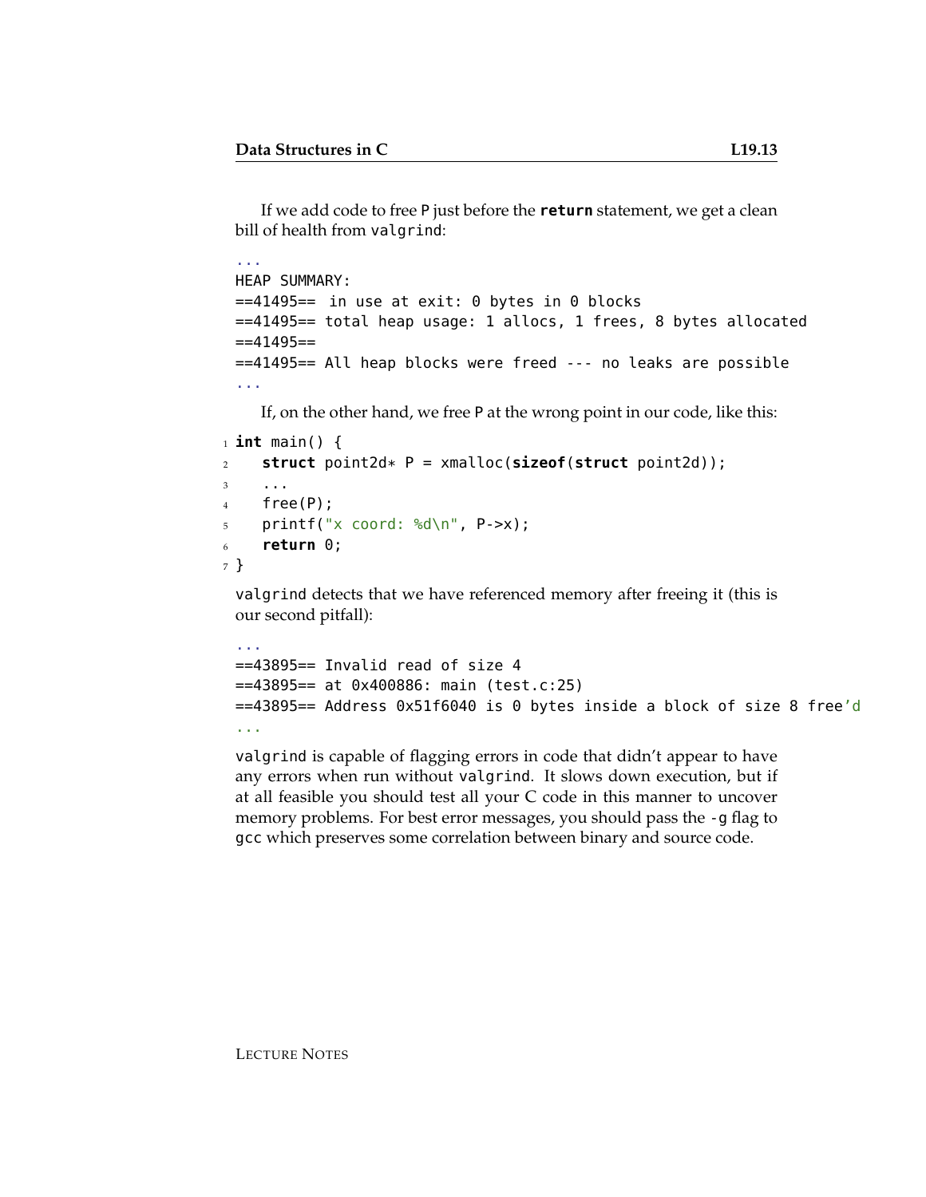If we add code to free `P` just before the **`return`** statement, we get a clean bill of health from `valgrind`:

```
...
HEAP SUMMARY:
==41495==  in use at exit: 0 bytes in 0 blocks
==41495== total heap usage: 1 allocs, 1 frees, 8 bytes allocated
==41495==
==41495== All heap blocks were freed --- no leaks are possible
...
```

If, on the other hand, we free `P` at the wrong point in our code, like this:

```
1 int main() {
2   struct point2d* P = xmalloc(sizeof(struct point2d));
3   ...
4   free(P);
5   printf("x coord: %d\n", P->x);
6   return 0;
7 }
```

`valgrind` detects that we have referenced memory after freeing it (this is our second pitfall):

```
...
==43895== Invalid read of size 4
==43895== at 0x400886: main (test.c:25)
==43895== Address 0x51f6040 is 0 bytes inside a block of size 8 free'd
...
```

`valgrind` is capable of flagging errors in code that didn't appear to have any errors when run without `valgrind`. It slows down execution, but if at all feasible you should test all your C code in this manner to uncover memory problems. For best error messages, you should pass the `-g` flag to `gcc` which preserves some correlation between binary and source code.